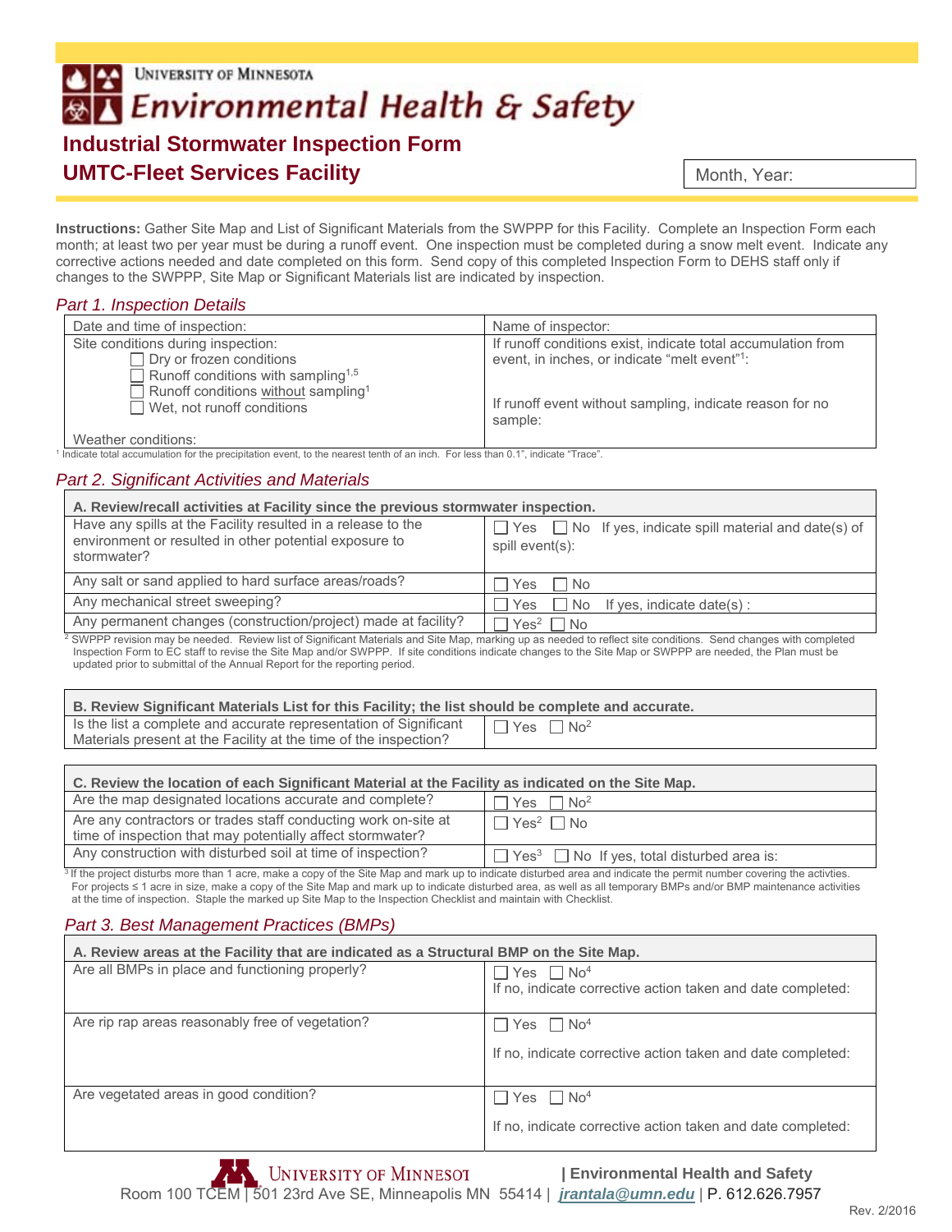University of Minnesota
# Environmental Health & Safety

## Industrial Stormwater Inspection Form
## UMTC-Fleet Services Facility

Month, Year:

**Instructions:** Gather Site Map and List of Significant Materials from the SWPPP for this Facility. Complete an Inspection Form each month; at least two per year must be during a runoff event. One inspection must be completed during a snow melt event. Indicate any corrective actions needed and date completed on this form. Send copy of this completed Inspection Form to DEHS staff only if changes to the SWPPP, Site Map or Significant Materials list are indicated by inspection.

### *Part 1. Inspection Details*

| Date and time of inspection: | Name of inspector: |
|---|---|
| Site conditions during inspection:<br>☐ Dry or frozen conditions<br>☐ Runoff conditions with sampling[1,5]<br>☐ Runoff conditions without sampling[1]<br>☐ Wet, not runoff conditions<br><br>Weather conditions: | If runoff conditions exist, indicate total accumulation from event, in inches, or indicate "melt event"[1]:<br><br>If runoff event without sampling, indicate reason for no sample: |

[1] Indicate total accumulation for the precipitation event, to the nearest tenth of an inch. For less than 0.1", indicate "Trace".

### *Part 2. Significant Activities and Materials*

| **A. Review/recall activities at Facility since the previous stormwater inspection.** | |
|---|---|
| Have any spills at the Facility resulted in a release to the environment or resulted in other potential exposure to stormwater? | ☐ Yes ☐ No If yes, indicate spill material and date(s) of spill event(s): |
| Any salt or sand applied to hard surface areas/roads? | ☐ Yes ☐ No |
| Any mechanical street sweeping? | ☐ Yes ☐ No If yes, indicate date(s) : |
| Any permanent changes (construction/project) made at facility? | ☐ Yes[2] ☐ No |

[2] SWPPP revision may be needed. Review list of Significant Materials and Site Map, marking up as needed to reflect site conditions. Send changes with completed Inspection Form to EC staff to revise the Site Map and/or SWPPP. If site conditions indicate changes to the Site Map or SWPPP are needed, the Plan must be updated prior to submittal of the Annual Report for the reporting period.

| **B. Review Significant Materials List for this Facility; the list should be complete and accurate.** | |
|---|---|
| Is the list a complete and accurate representation of Significant Materials present at the Facility at the time of the inspection? | ☐ Yes ☐ No[2] |

| **C. Review the location of each Significant Material at the Facility as indicated on the Site Map.** | |
|---|---|
| Are the map designated locations accurate and complete? | ☐ Yes ☐ No[2] |
| Are any contractors or trades staff conducting work on-site at time of inspection that may potentially affect stormwater? | ☐ Yes[2] ☐ No |
| Any construction with disturbed soil at time of inspection? | ☐ Yes[3] ☐ No If yes, total disturbed area is: |

[3] If the project disturbs more than 1 acre, make a copy of the Site Map and mark up to indicate disturbed area and indicate the permit number covering the activties. For projects ≤ 1 acre in size, make a copy of the Site Map and mark up to indicate disturbed area, as well as all temporary BMPs and/or BMP maintenance activities at the time of inspection. Staple the marked up Site Map to the Inspection Checklist and maintain with Checklist.

### *Part 3. Best Management Practices (BMPs)*

| **A. Review areas at the Facility that are indicated as a Structural BMP on the Site Map.** | |
|---|---|
| Are all BMPs in place and functioning properly? | ☐ Yes ☐ No[4]<br>If no, indicate corrective action taken and date completed: |
| Are rip rap areas reasonably free of vegetation? | ☐ Yes ☐ No[4]<br>If no, indicate corrective action taken and date completed: |
| Are vegetated areas in good condition? | ☐ Yes ☐ No[4]<br>If no, indicate corrective action taken and date completed: |

University of Minnesota | Environmental Health and Safety
Room 100 TCEM | 501 23rd Ave SE, Minneapolis MN 55414 | jrantala@umn.edu | P. 612.626.7957

Rev. 2/2016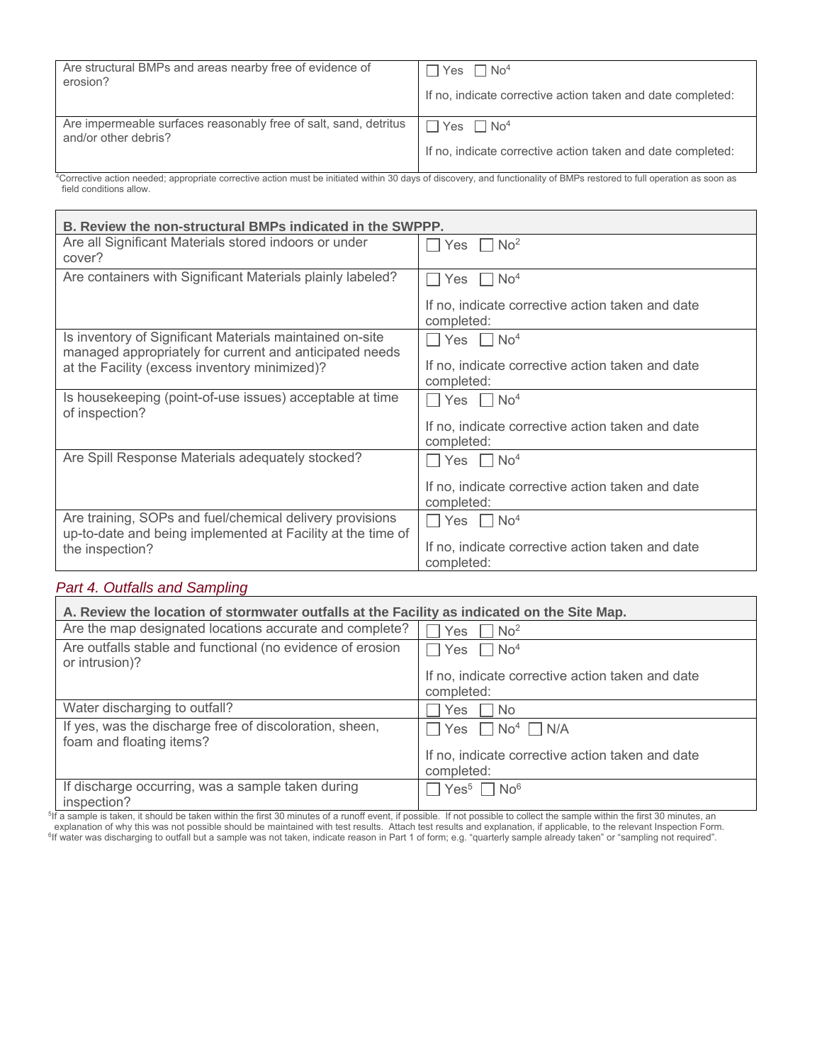| | |
|---|---|
| Are structural BMPs and areas nearby free of evidence of erosion? | ☐ Yes ☐ No[4]<br><br>If no, indicate corrective action taken and date completed: |
| Are impermeable surfaces reasonably free of salt, sand, detritus and/or other debris? | ☐ Yes ☐ No[4]<br><br>If no, indicate corrective action taken and date completed: |

[4]Corrective action needed; appropriate corrective action must be initiated within 30 days of discovery, and functionality of BMPs restored to full operation as soon as field conditions allow.

| **B. Review the non-structural BMPs indicated in the SWPPP.** | |
|---|---|
| Are all Significant Materials stored indoors or under cover? | ☐ Yes ☐ No[2] |
| Are containers with Significant Materials plainly labeled? | ☐ Yes ☐ No[4]<br><br>If no, indicate corrective action taken and date completed: |
| Is inventory of Significant Materials maintained on-site managed appropriately for current and anticipated needs at the Facility (excess inventory minimized)? | ☐ Yes ☐ No[4]<br><br>If no, indicate corrective action taken and date completed: |
| Is housekeeping (point-of-use issues) acceptable at time of inspection? | ☐ Yes ☐ No[4]<br><br>If no, indicate corrective action taken and date completed: |
| Are Spill Response Materials adequately stocked? | ☐ Yes ☐ No[4]<br><br>If no, indicate corrective action taken and date completed: |
| Are training, SOPs and fuel/chemical delivery provisions up-to-date and being implemented at Facility at the time of the inspection? | ☐ Yes ☐ No[4]<br><br>If no, indicate corrective action taken and date completed: |

*Part 4. Outfalls and Sampling*

| **A. Review the location of stormwater outfalls at the Facility as indicated on the Site Map.** | |
|---|---|
| Are the map designated locations accurate and complete? | ☐ Yes ☐ No[2] |
| Are outfalls stable and functional (no evidence of erosion or intrusion)? | ☐ Yes ☐ No[4]<br><br>If no, indicate corrective action taken and date completed: |
| Water discharging to outfall? | ☐ Yes ☐ No |
| If yes, was the discharge free of discoloration, sheen, foam and floating items? | ☐ Yes ☐ No[4] ☐ N/A<br><br>If no, indicate corrective action taken and date completed: |
| If discharge occurring, was a sample taken during inspection? | ☐ Yes[5] ☐ No[6] |

[5]If a sample is taken, it should be taken within the first 30 minutes of a runoff event, if possible. If not possible to collect the sample within the first 30 minutes, an explanation of why this was not possible should be maintained with test results. Attach test results and explanation, if applicable, to the relevant Inspection Form.
[6]If water was discharging to outfall but a sample was not taken, indicate reason in Part 1 of form; e.g. "quarterly sample already taken" or "sampling not required".